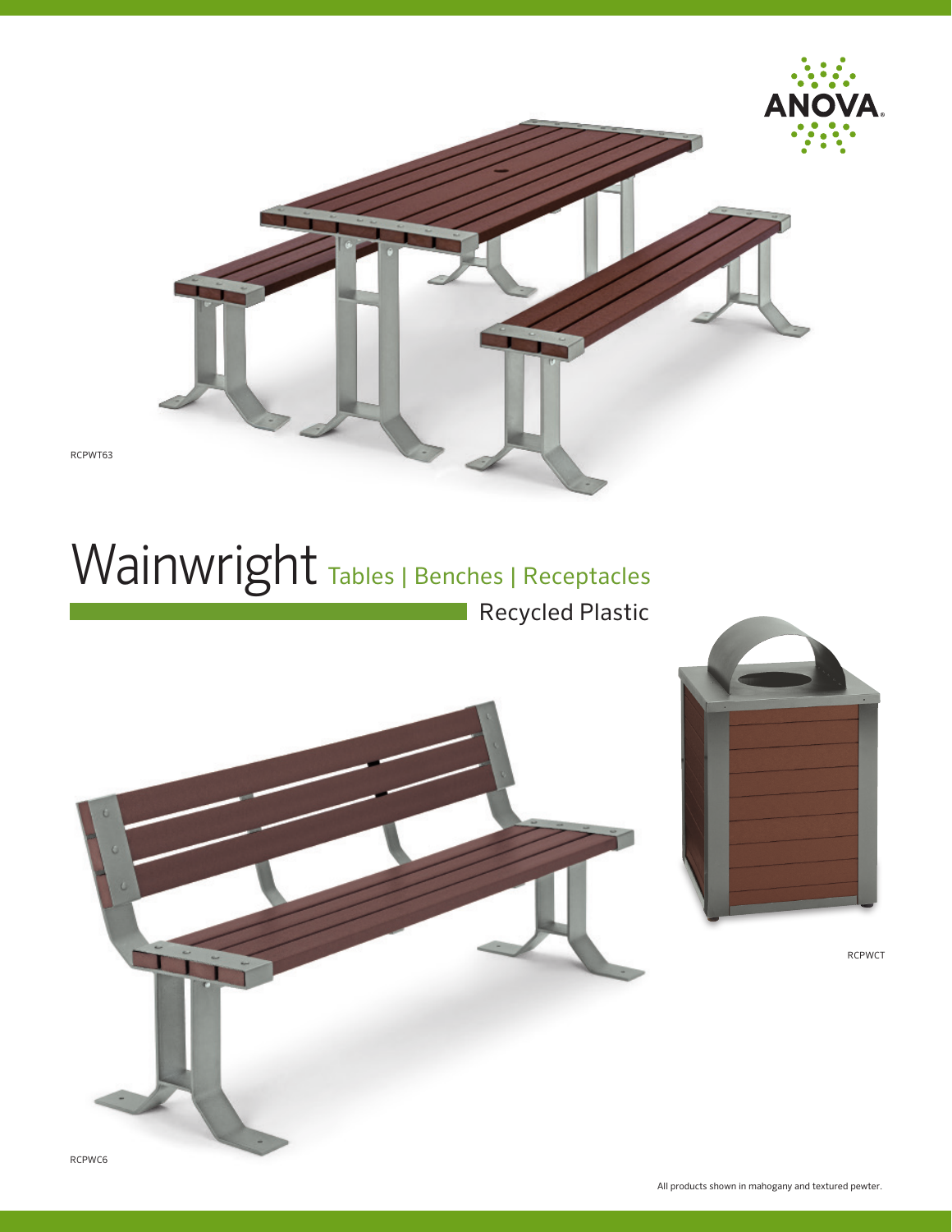ANOVA

RCPWT63

# Wainwright Tables | Benches | Receptacles

Recycled Plastic

RCPWCT

RCPWC6

All products shown in mahogany and textured pewter.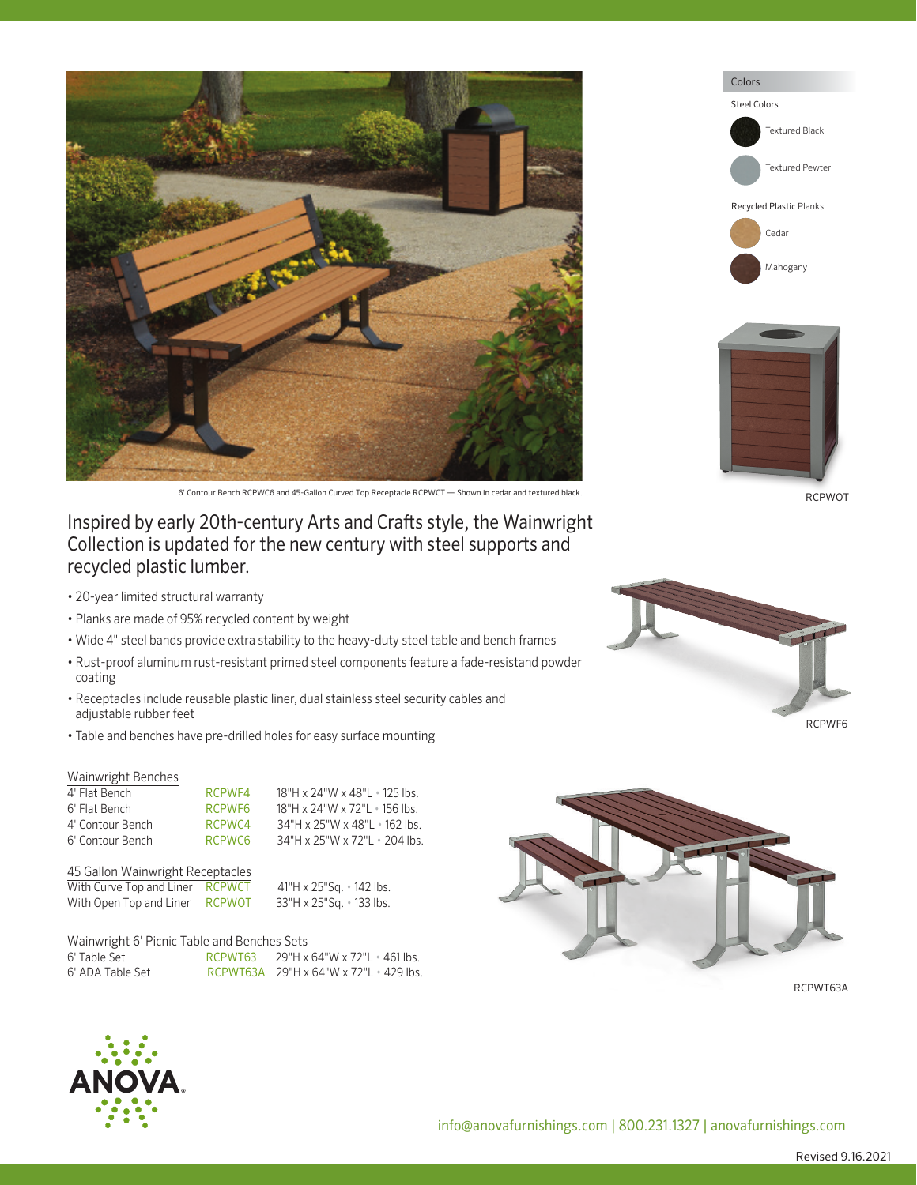6' Contour Bench RCPWC6 and 45-Gallon Curved Top Receptacle RCPWCT — Shown in cedar and textured black.

## Colors

**Steel Colors**

- Textured Black
- Textured Pewter

**Recycled Plastic Planks**

- Cedar
- Mahogany

RCPWOT

Inspired by early 20th-century Arts and Crafts style, the Wainwright Collection is updated for the new century with steel supports and recycled plastic lumber.

- 20-year limited structural warranty
- Planks are made of 95% recycled content by weight
- Wide 4" steel bands provide extra stability to the heavy-duty steel table and bench frames
- Rust-proof aluminum rust-resistant primed steel components feature a fade-resistand powder coating
- Receptacles include reusable plastic liner, dual stainless steel security cables and adjustable rubber feet
- Table and benches have pre-drilled holes for easy surface mounting

RCPWF6

| Wainwright Benches | | |
|---|---|---|
| 4' Flat Bench | RCPWF4 | 18"H x 24"W x 48"L • 125 lbs. |
| 6' Flat Bench | RCPWF6 | 18"H x 24"W x 72"L • 156 lbs. |
| 4' Contour Bench | RCPWC4 | 34"H x 25"W x 48"L • 162 lbs. |
| 6' Contour Bench | RCPWC6 | 34"H x 25"W x 72"L • 204 lbs. |

| 45 Gallon Wainwright Receptacles | | |
|---|---|---|
| With Curve Top and Liner | RCPWCT | 41"H x 25"Sq. • 142 lbs. |
| With Open Top and Liner | RCPWOT | 33"H x 25"Sq. • 133 lbs. |

| Wainwright 6' Picnic Table and Benches Sets | | |
|---|---|---|
| 6' Table Set | RCPWT63 | 29"H x 64"W x 72"L • 461 lbs. |
| 6' ADA Table Set | RCPWT63A | 29"H x 64"W x 72"L • 429 lbs. |

RCPWT63A

ANOVA

info@anovafurnishings.com | 800.231.1327 | anovafurnishings.com

Revised 9.16.2021